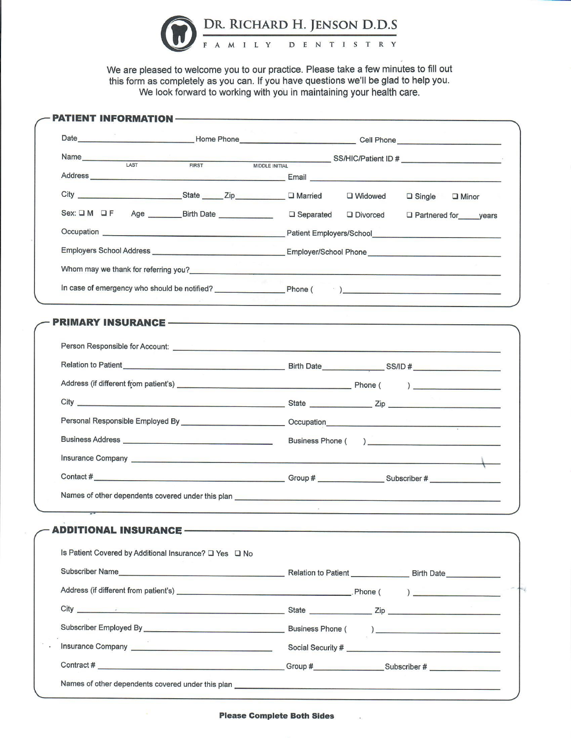# DR. RICHARD H. JENSON D.D.S

FAMILY DENTISTRY

We are pleased to welcome you to our practice. Please take a few minutes to fill out this form as completely as you can. If you have questions we'll be glad to help you. We look forward to working with you in maintaining your health care.

## PATIENT INFORMATION

Date_______________ Home Phone_______________ Cell Phone_______________

Name_______________ (LAST) (FIRST) (MIDDLE INITIAL) SS/HIC/Patient ID #_______________

Address_______________ Email_______________

City_______________ State_____ Zip_______ ❑ Married ❑ Widowed ❑ Single ❑ Minor

Sex: ❑ M ❑ F Age_______ Birth Date_______________ ❑ Separated ❑ Divorced ❑ Partnered for_____years

Occupation_______________ Patient Employers/School_______________

Employers School Address_______________ Employer/School Phone_______________

Whom may we thank for referring you?_______________

In case of emergency who should be notified?_______________ Phone (    )_______________

## PRIMARY INSURANCE

Person Responsible for Account:_______________

Relation to Patient_______________ Birth Date_______________ SS/ID #_______________

Address (if different from patient's)_______________ Phone (    )_______________

City_______________ State_______________ Zip_______________

Personal Responsible Employed By_______________ Occupation_______________

Business Address_______________ Business Phone (    )_______________

Insurance Company_______________

Contact #_______________ Group #_______________ Subscriber #_______________

Names of other dependents covered under this plan_______________

## ADDITIONAL INSURANCE

Is Patient Covered by Additional Insurance? ❑ Yes ❑ No

Subscriber Name_______________ Relation to Patient_______________ Birth Date_______________

Address (if different from patient's)_______________ Phone (    )_______________

City_______________ State_______________ Zip_______________

Subscriber Employed By_______________ Business Phone (    )_______________

Insurance Company_______________ Social Security #_______________

Contract #_______________ Group #_______________ Subscriber #_______________

Names of other dependents covered under this plan_______________

**Please Complete Both Sides**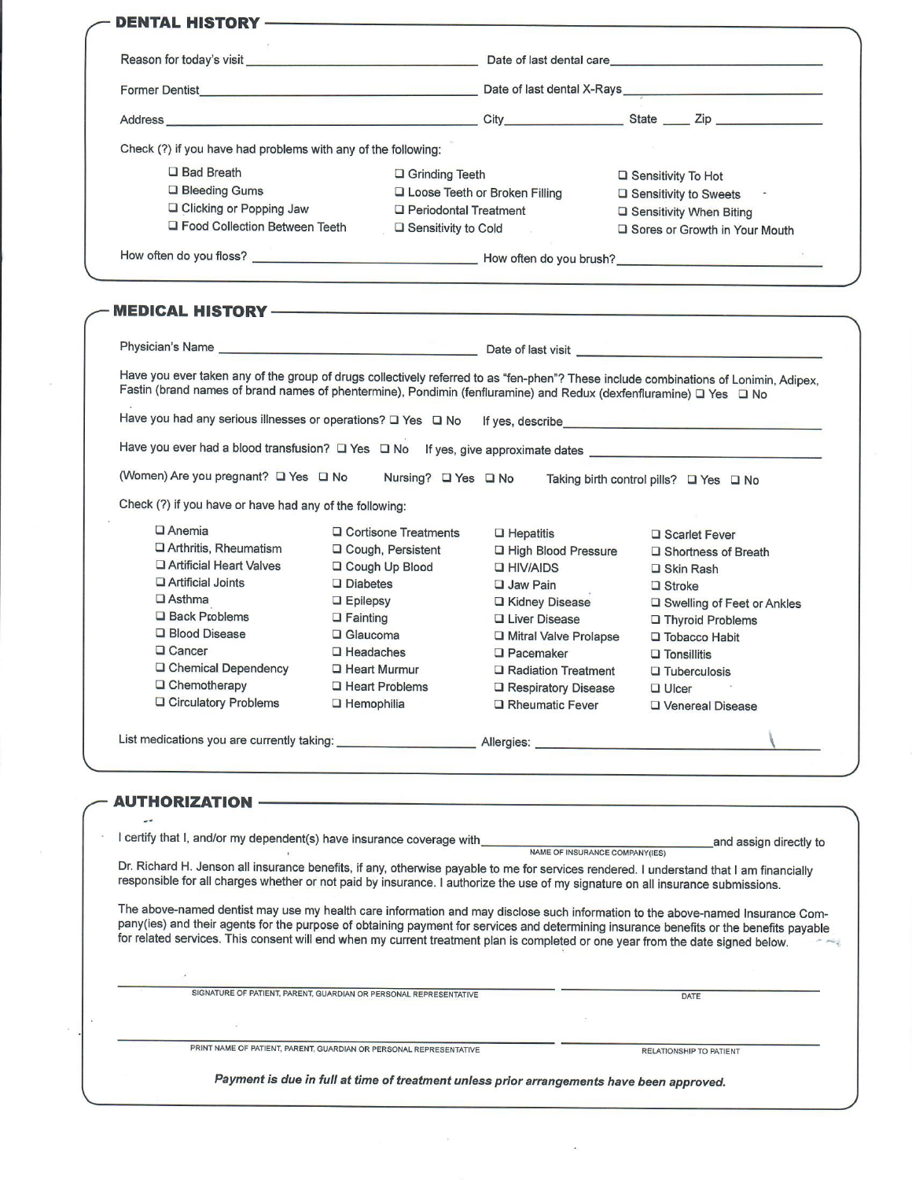## DENTAL HISTORY

Reason for today's visit ______________________ Date of last dental care ______________________

Former Dentist ______________________ Date of last dental X-Rays ______________________

Address ______________________ City ____________ State ____ Zip ____________

Check (?) if you have had problems with any of the following:

- ☐ Bad Breath
- ☐ Bleeding Gums
- ☐ Clicking or Popping Jaw
- ☐ Food Collection Between Teeth
- ☐ Grinding Teeth
- ☐ Loose Teeth or Broken Filling
- ☐ Periodontal Treatment
- ☐ Sensitivity to Cold
- ☐ Sensitivity To Hot
- ☐ Sensitivity to Sweets
- ☐ Sensitivity When Biting
- ☐ Sores or Growth in Your Mouth

How often do you floss? ______________________ How often do you brush? ______________________

## MEDICAL HISTORY

Physician's Name ______________________ Date of last visit ______________________

Have you ever taken any of the group of drugs collectively referred to as "fen-phen"? These include combinations of Lonimin, Adipex, Fastin (brand names of brand names of phentermine), Pondimin (fenfluramine) and Redux (dexfenfluramine) ☐ Yes ☐ No

Have you had any serious illnesses or operations? ☐ Yes ☐ No If yes, describe ______________________

Have you ever had a blood transfusion? ☐ Yes ☐ No If yes, give approximate dates ______________________

(Women) Are you pregnant? ☐ Yes ☐ No Nursing? ☐ Yes ☐ No Taking birth control pills? ☐ Yes ☐ No

Check (?) if you have or have had any of the following:

- ☐ Anemia
- ☐ Arthritis, Rheumatism
- ☐ Artificial Heart Valves
- ☐ Artificial Joints
- ☐ Asthma
- ☐ Back Problems
- ☐ Blood Disease
- ☐ Cancer
- ☐ Chemical Dependency
- ☐ Chemotherapy
- ☐ Circulatory Problems
- ☐ Cortisone Treatments
- ☐ Cough, Persistent
- ☐ Cough Up Blood
- ☐ Diabetes
- ☐ Epilepsy
- ☐ Fainting
- ☐ Glaucoma
- ☐ Headaches
- ☐ Heart Murmur
- ☐ Heart Problems
- ☐ Hemophilia
- ☐ Hepatitis
- ☐ High Blood Pressure
- ☐ HIV/AIDS
- ☐ Jaw Pain
- ☐ Kidney Disease
- ☐ Liver Disease
- ☐ Mitral Valve Prolapse
- ☐ Pacemaker
- ☐ Radiation Treatment
- ☐ Respiratory Disease
- ☐ Rheumatic Fever
- ☐ Scarlet Fever
- ☐ Shortness of Breath
- ☐ Skin Rash
- ☐ Stroke
- ☐ Swelling of Feet or Ankles
- ☐ Thyroid Problems
- ☐ Tobacco Habit
- ☐ Tonsillitis
- ☐ Tuberculosis
- ☐ Ulcer
- ☐ Venereal Disease

List medications you are currently taking: ______________________ Allergies: ______________________

## AUTHORIZATION

I certify that I, and/or my dependent(s) have insurance coverage with ______________________ (NAME OF INSURANCE COMPANY(IES)) and assign directly to Dr. Richard H. Jenson all insurance benefits, if any, otherwise payable to me for services rendered. I understand that I am financially responsible for all charges whether or not paid by insurance. I authorize the use of my signature on all insurance submissions.

The above-named dentist may use my health care information and may disclose such information to the above-named Insurance Company(ies) and their agents for the purpose of obtaining payment for services and determining insurance benefits or the benefits payable for related services. This consent will end when my current treatment plan is completed or one year from the date signed below.

______________________ SIGNATURE OF PATIENT, PARENT, GUARDIAN OR PERSONAL REPRESENTATIVE

______________________ DATE

______________________ PRINT NAME OF PATIENT, PARENT, GUARDIAN OR PERSONAL REPRESENTATIVE

______________________ RELATIONSHIP TO PATIENT

***Payment is due in full at time of treatment unless prior arrangements have been approved.***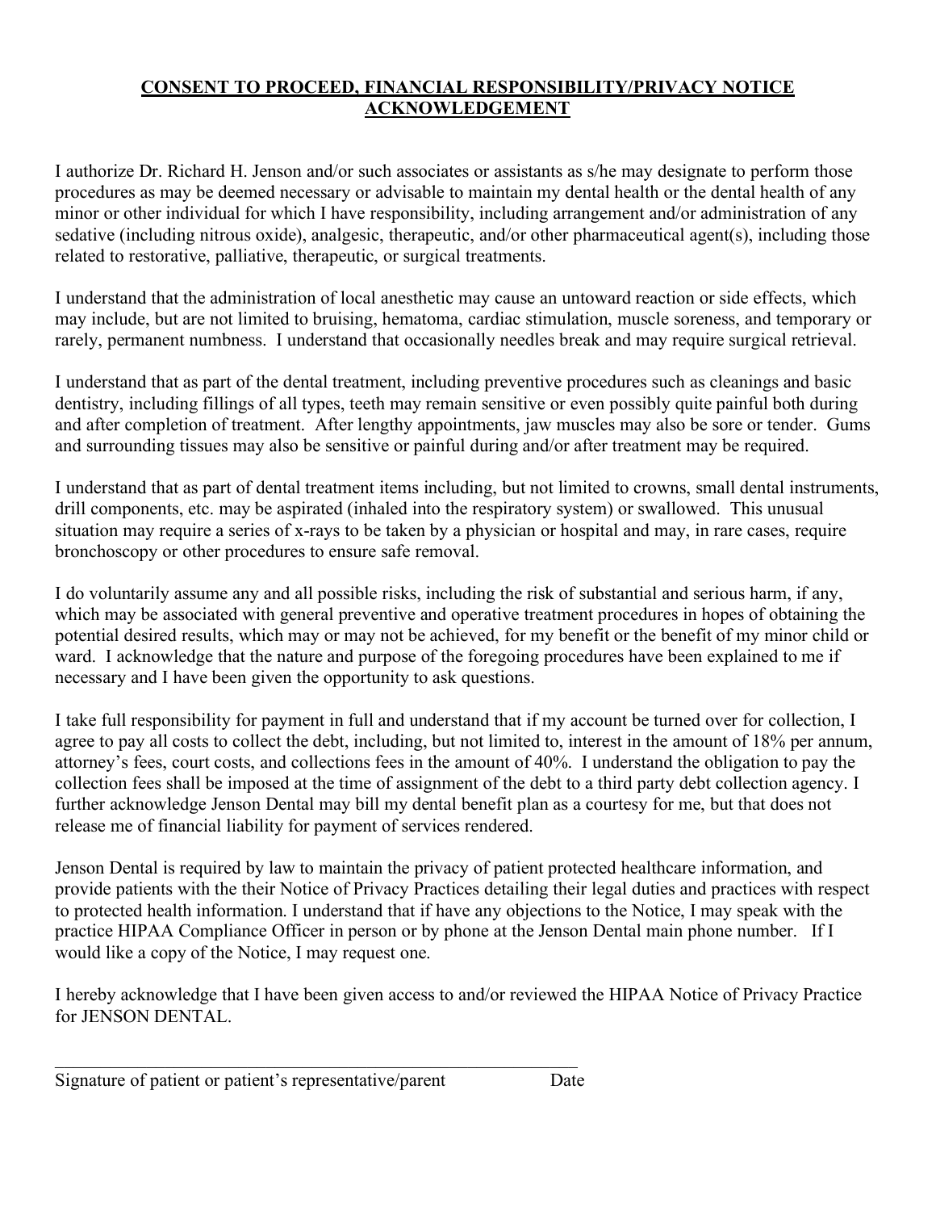## CONSENT TO PROCEED, FINANCIAL RESPONSIBILITY/PRIVACY NOTICE ACKNOWLEDGEMENT

I authorize Dr. Richard H. Jenson and/or such associates or assistants as s/he may designate to perform those procedures as may be deemed necessary or advisable to maintain my dental health or the dental health of any minor or other individual for which I have responsibility, including arrangement and/or administration of any sedative (including nitrous oxide), analgesic, therapeutic, and/or other pharmaceutical agent(s), including those related to restorative, palliative, therapeutic, or surgical treatments.

I understand that the administration of local anesthetic may cause an untoward reaction or side effects, which may include, but are not limited to bruising, hematoma, cardiac stimulation, muscle soreness, and temporary or rarely, permanent numbness. I understand that occasionally needles break and may require surgical retrieval.

I understand that as part of the dental treatment, including preventive procedures such as cleanings and basic dentistry, including fillings of all types, teeth may remain sensitive or even possibly quite painful both during and after completion of treatment. After lengthy appointments, jaw muscles may also be sore or tender. Gums and surrounding tissues may also be sensitive or painful during and/or after treatment may be required.

I understand that as part of dental treatment items including, but not limited to crowns, small dental instruments, drill components, etc. may be aspirated (inhaled into the respiratory system) or swallowed. This unusual situation may require a series of x-rays to be taken by a physician or hospital and may, in rare cases, require bronchoscopy or other procedures to ensure safe removal.

I do voluntarily assume any and all possible risks, including the risk of substantial and serious harm, if any, which may be associated with general preventive and operative treatment procedures in hopes of obtaining the potential desired results, which may or may not be achieved, for my benefit or the benefit of my minor child or ward. I acknowledge that the nature and purpose of the foregoing procedures have been explained to me if necessary and I have been given the opportunity to ask questions.

I take full responsibility for payment in full and understand that if my account be turned over for collection, I agree to pay all costs to collect the debt, including, but not limited to, interest in the amount of 18% per annum, attorney's fees, court costs, and collections fees in the amount of 40%. I understand the obligation to pay the collection fees shall be imposed at the time of assignment of the debt to a third party debt collection agency. I further acknowledge Jenson Dental may bill my dental benefit plan as a courtesy for me, but that does not release me of financial liability for payment of services rendered.

Jenson Dental is required by law to maintain the privacy of patient protected healthcare information, and provide patients with the their Notice of Privacy Practices detailing their legal duties and practices with respect to protected health information. I understand that if have any objections to the Notice, I may speak with the practice HIPAA Compliance Officer in person or by phone at the Jenson Dental main phone number. If I would like a copy of the Notice, I may request one.

I hereby acknowledge that I have been given access to and/or reviewed the HIPAA Notice of Privacy Practice for JENSON DENTAL.

\_\_\_\_\_\_\_\_\_\_\_\_\_\_\_\_\_\_\_\_\_\_\_\_\_\_\_\_\_\_\_\_\_\_\_\_\_\_\_\_\_\_\_\_\_\_\_\_\_\_\_\_\_\_\_\_\_\_\_\_\_\_

Signature of patient or patient's representative/parent Date